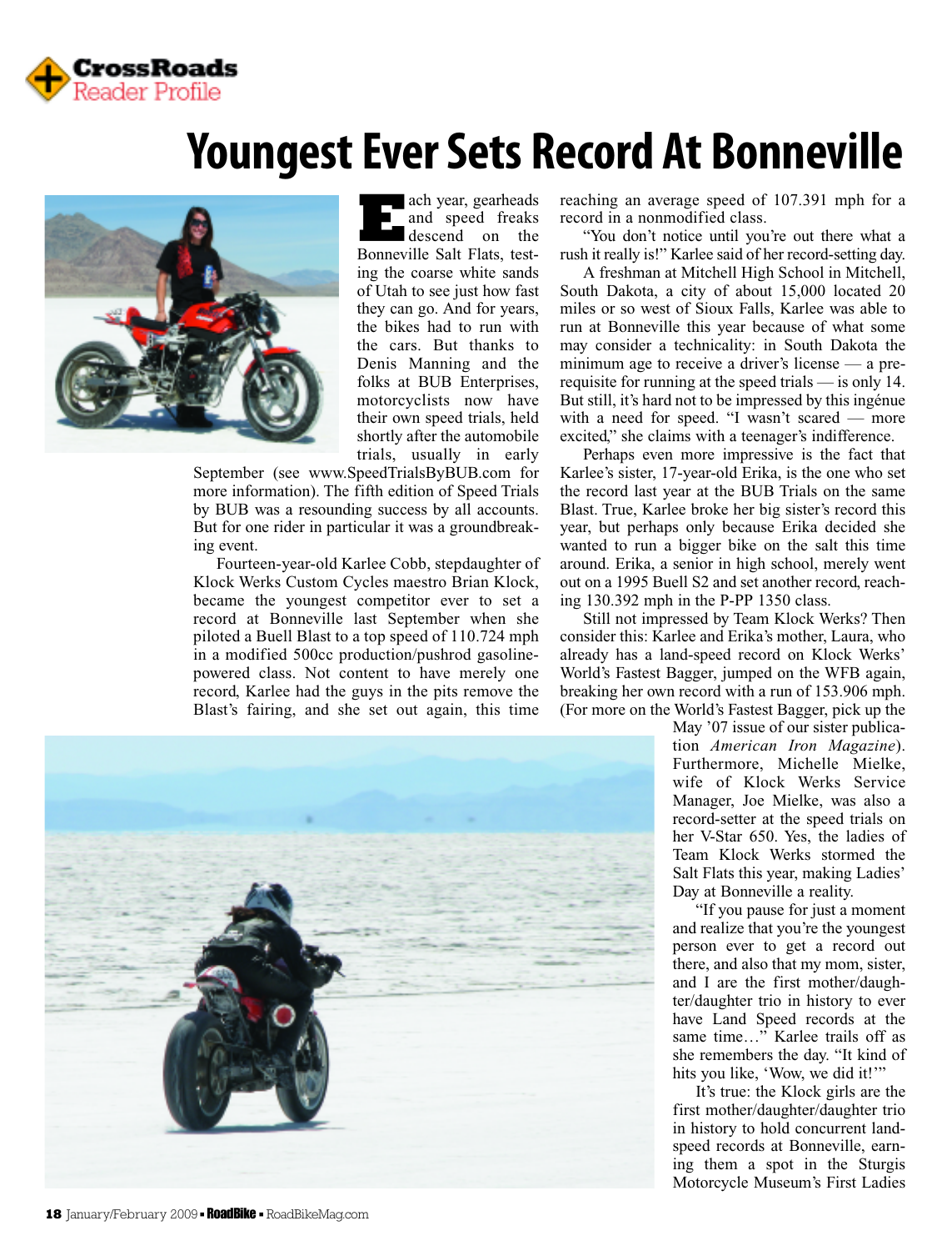**CrossRoads Reader Profile**

# Youngest Ever Sets Record At Bonneville

Each year, gearheads and speed freaks descend on the Bonneville Salt Flats, testing the coarse white sands of Utah to see just how fast they can go. And for years, the bikes had to run with the cars. But thanks to Denis Manning and the folks at BUB Enterprises, motorcyclists now have their own speed trials, held shortly after the automobile trials, usually in early September (see www.SpeedTrialsByBUB.com for more information). The fifth edition of Speed Trials by BUB was a resounding success by all accounts. But for one rider in particular it was a groundbreaking event.

Fourteen-year-old Karlee Cobb, stepdaughter of Klock Werks Custom Cycles maestro Brian Klock, became the youngest competitor ever to set a record at Bonneville last September when she piloted a Buell Blast to a top speed of 110.724 mph in a modified 500cc production/pushrod gasoline-powered class. Not content to have merely one record, Karlee had the guys in the pits remove the Blast's fairing, and she set out again, this time reaching an average speed of 107.391 mph for a record in a nonmodified class.

"You don't notice until you're out there what a rush it really is!" Karlee said of her record-setting day.

A freshman at Mitchell High School in Mitchell, South Dakota, a city of about 15,000 located 20 miles or so west of Sioux Falls, Karlee was able to run at Bonneville this year because of what some may consider a technicality: in South Dakota the minimum age to receive a driver's license — a prerequisite for running at the speed trials — is only 14. But still, it's hard not to be impressed by this ingénue with a need for speed. "I wasn't scared — more excited," she claims with a teenager's indifference.

Perhaps even more impressive is the fact that Karlee's sister, 17-year-old Erika, is the one who set the record last year at the BUB Trials on the same Blast. True, Karlee broke her big sister's record this year, but perhaps only because Erika decided she wanted to run a bigger bike on the salt this time around. Erika, a senior in high school, merely went out on a 1995 Buell S2 and set another record, reaching 130.392 mph in the P-PP 1350 class.

Still not impressed by Team Klock Werks? Then consider this: Karlee and Erika's mother, Laura, who already has a land-speed record on Klock Werks' World's Fastest Bagger, jumped on the WFB again, breaking her own record with a run of 153.906 mph. (For more on the World's Fastest Bagger, pick up the May '07 issue of our sister publication *American Iron Magazine*). Furthermore, Michelle Mielke, wife of Klock Werks Service Manager, Joe Mielke, was also a record-setter at the speed trials on her V-Star 650. Yes, the ladies of Team Klock Werks stormed the Salt Flats this year, making Ladies' Day at Bonneville a reality.

"If you pause for just a moment and realize that you're the youngest person ever to get a record out there, and also that my mom, sister, and I are the first mother/daughter/daughter trio in history to ever have Land Speed records at the same time…" Karlee trails off as she remembers the day. "It kind of hits you like, 'Wow, we did it!'"

It's true: the Klock girls are the first mother/daughter/daughter trio in history to hold concurrent land-speed records at Bonneville, earning them a spot in the Sturgis Motorcycle Museum's First Ladies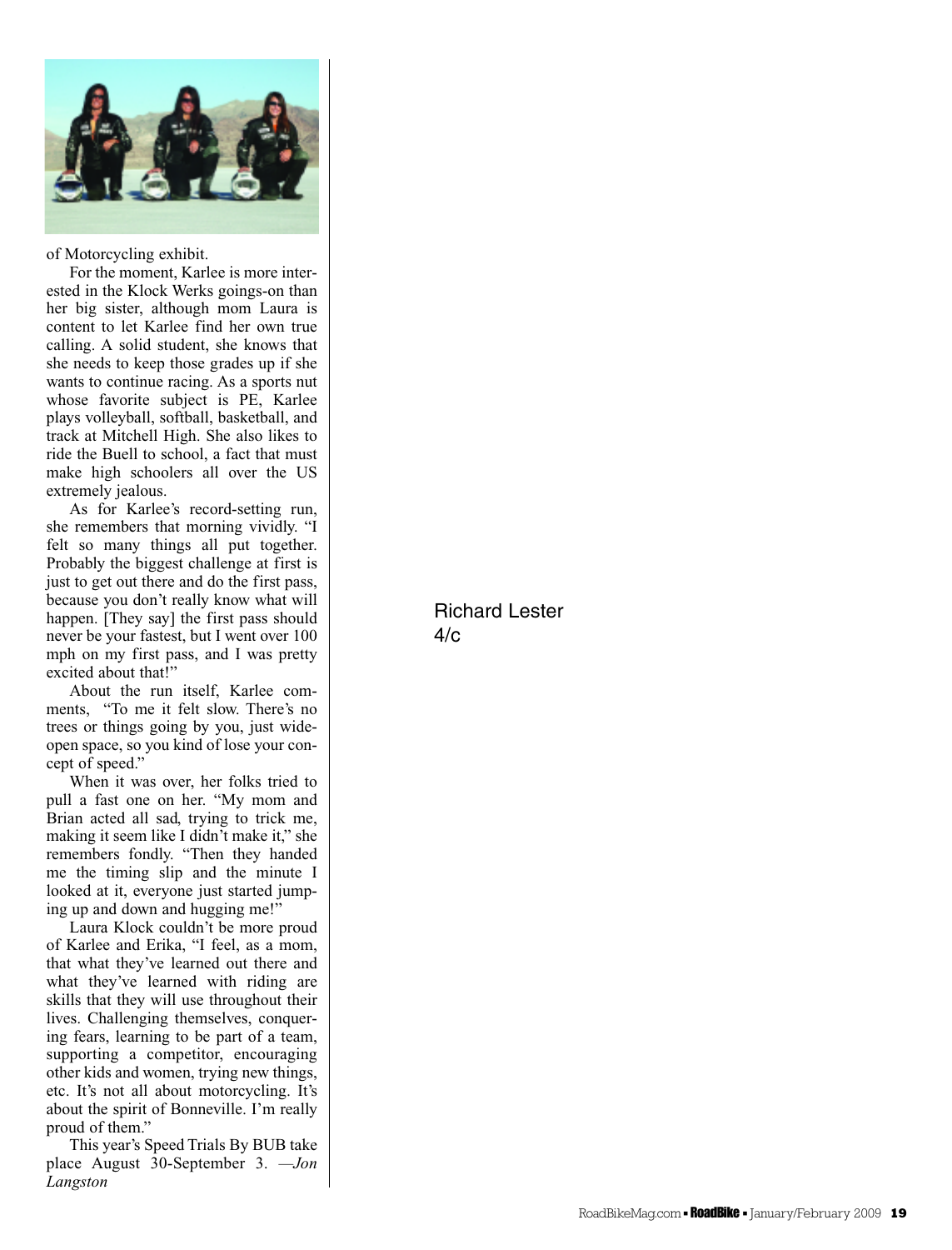of Motorcycling exhibit.

For the moment, Karlee is more interested in the Klock Werks goings-on than her big sister, although mom Laura is content to let Karlee find her own true calling. A solid student, she knows that she needs to keep those grades up if she wants to continue racing. As a sports nut whose favorite subject is PE, Karlee plays volleyball, softball, basketball, and track at Mitchell High. She also likes to ride the Buell to school, a fact that must make high schoolers all over the US extremely jealous.

As for Karlee's record-setting run, she remembers that morning vividly. "I felt so many things all put together. Probably the biggest challenge at first is just to get out there and do the first pass, because you don't really know what will happen. [They say] the first pass should never be your fastest, but I went over 100 mph on my first pass, and I was pretty excited about that!"

About the run itself, Karlee comments, "To me it felt slow. There's no trees or things going by you, just wide-open space, so you kind of lose your concept of speed."

When it was over, her folks tried to pull a fast one on her. "My mom and Brian acted all sad, trying to trick me, making it seem like I didn't make it," she remembers fondly. "Then they handed me the timing slip and the minute I looked at it, everyone just started jumping up and down and hugging me!"

Laura Klock couldn't be more proud of Karlee and Erika, "I feel, as a mom, that what they've learned out there and what they've learned with riding are skills that they will use throughout their lives. Challenging themselves, conquering fears, learning to be part of a team, supporting a competitor, encouraging other kids and women, trying new things, etc. It's not all about motorcycling. It's about the spirit of Bonneville. I'm really proud of them."

This year's Speed Trials By BUB take place August 30-September 3. *—Jon Langston*

Richard Lester
4/c